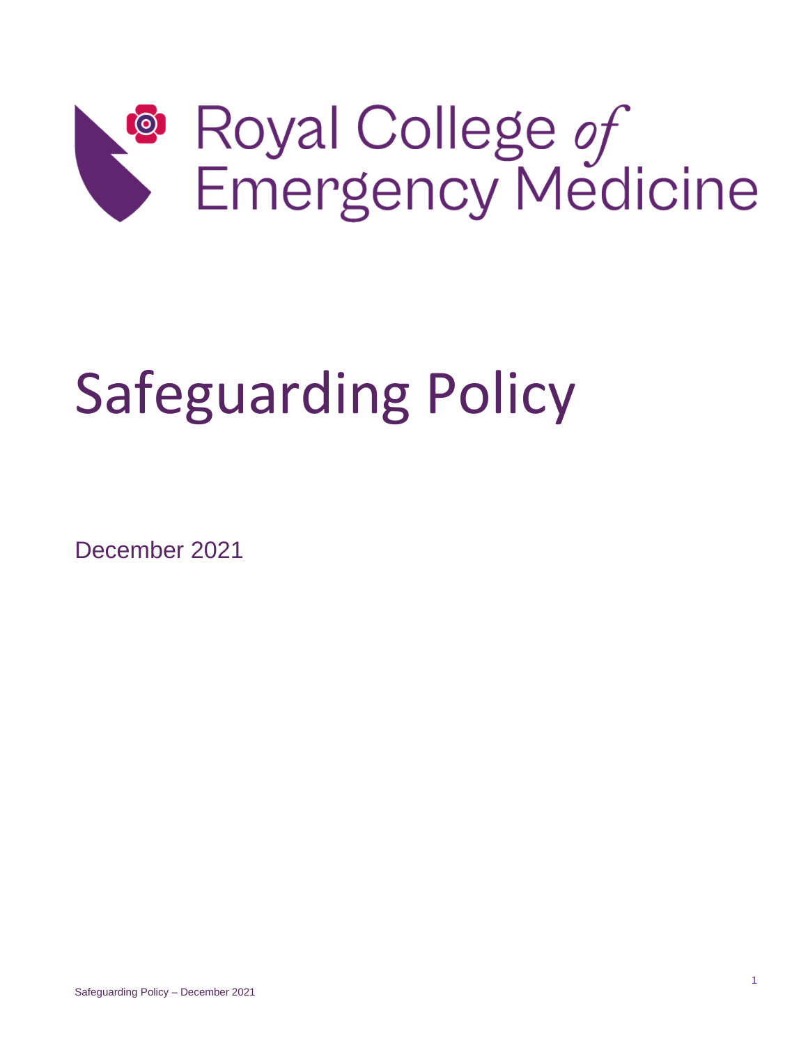Royal College *of* Emergency Medicine

# Safeguarding Policy

December 2021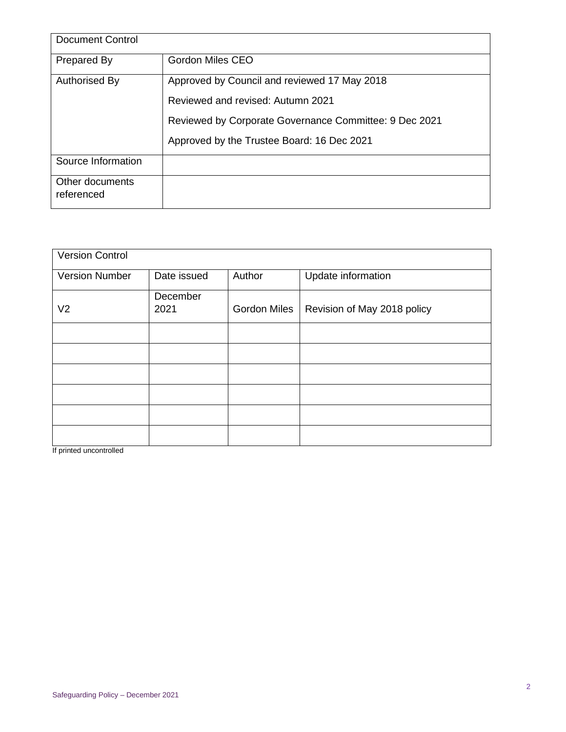| Document Control | |
|---|---|
| Prepared By | Gordon Miles CEO |
| Authorised By | Approved by Council and reviewed 17 May 2018<br>Reviewed and revised: Autumn 2021<br>Reviewed by Corporate Governance Committee: 9 Dec 2021<br>Approved by the Trustee Board: 16 Dec 2021 |
| Source Information | |
| Other documents referenced | |

| Version Control | | | |
|---|---|---|---|
| Version Number | Date issued | Author | Update information |
| V2 | December 2021 | Gordon Miles | Revision of May 2018 policy |
| | | | |
| | | | |
| | | | |
| | | | |
| | | | |
| | | | |

If printed uncontrolled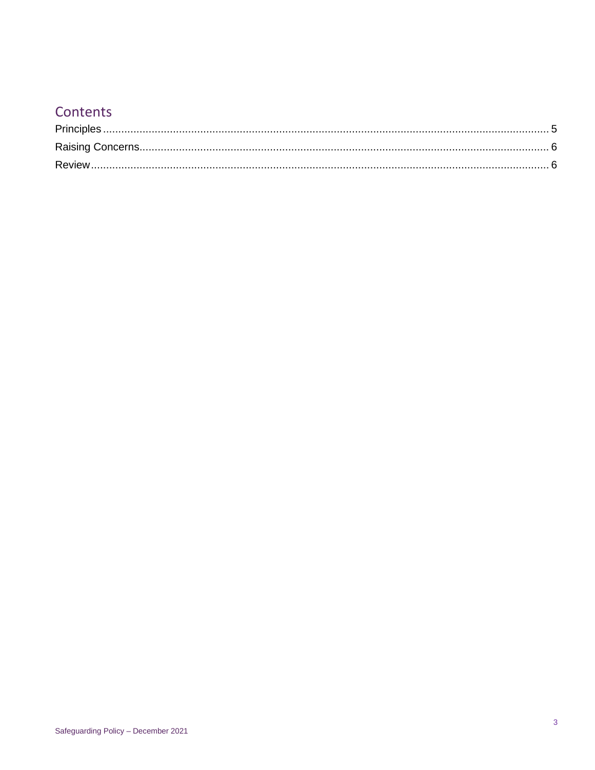## Contents

Principles .................................................................................................................................................. 5

Raising Concerns ..................................................................................................................................... 6

Review ...................................................................................................................................................... 6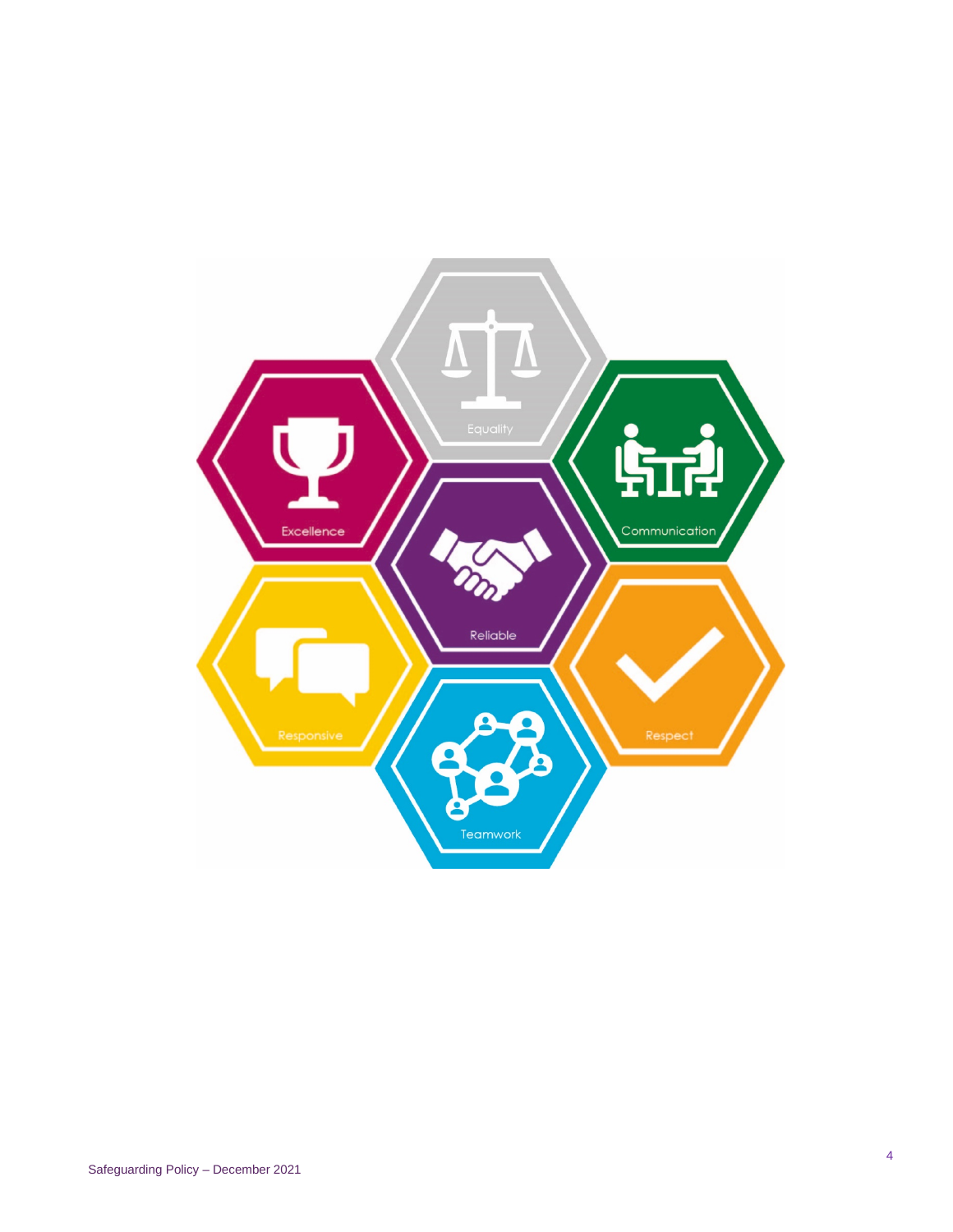Equality

Excellence

Communication

Reliable

Responsive

Respect

Teamwork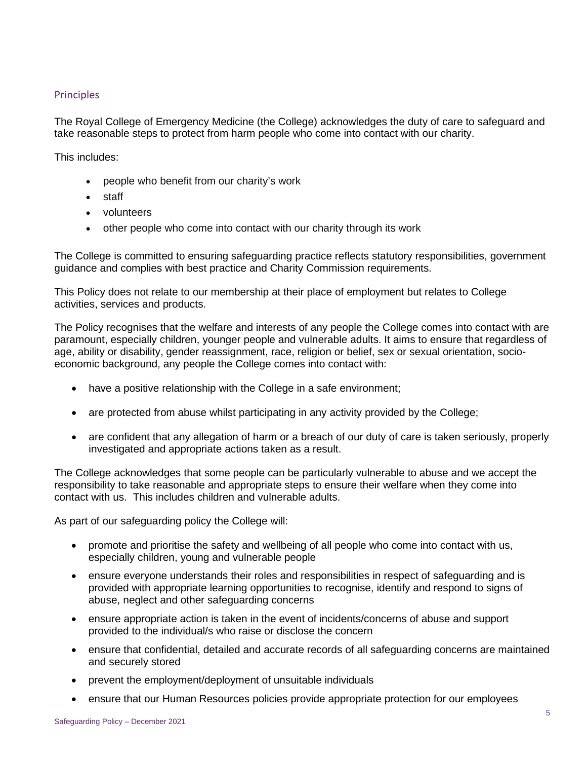## Principles

The Royal College of Emergency Medicine (the College) acknowledges the duty of care to safeguard and take reasonable steps to protect from harm people who come into contact with our charity.

This includes:

- people who benefit from our charity's work
- staff
- volunteers
- other people who come into contact with our charity through its work

The College is committed to ensuring safeguarding practice reflects statutory responsibilities, government guidance and complies with best practice and Charity Commission requirements.

This Policy does not relate to our membership at their place of employment but relates to College activities, services and products.

The Policy recognises that the welfare and interests of any people the College comes into contact with are paramount, especially children, younger people and vulnerable adults. It aims to ensure that regardless of age, ability or disability, gender reassignment, race, religion or belief, sex or sexual orientation, socio-economic background, any people the College comes into contact with:

- have a positive relationship with the College in a safe environment;
- are protected from abuse whilst participating in any activity provided by the College;
- are confident that any allegation of harm or a breach of our duty of care is taken seriously, properly investigated and appropriate actions taken as a result.

The College acknowledges that some people can be particularly vulnerable to abuse and we accept the responsibility to take reasonable and appropriate steps to ensure their welfare when they come into contact with us. This includes children and vulnerable adults.

As part of our safeguarding policy the College will:

- promote and prioritise the safety and wellbeing of all people who come into contact with us, especially children, young and vulnerable people
- ensure everyone understands their roles and responsibilities in respect of safeguarding and is provided with appropriate learning opportunities to recognise, identify and respond to signs of abuse, neglect and other safeguarding concerns
- ensure appropriate action is taken in the event of incidents/concerns of abuse and support provided to the individual/s who raise or disclose the concern
- ensure that confidential, detailed and accurate records of all safeguarding concerns are maintained and securely stored
- prevent the employment/deployment of unsuitable individuals
- ensure that our Human Resources policies provide appropriate protection for our employees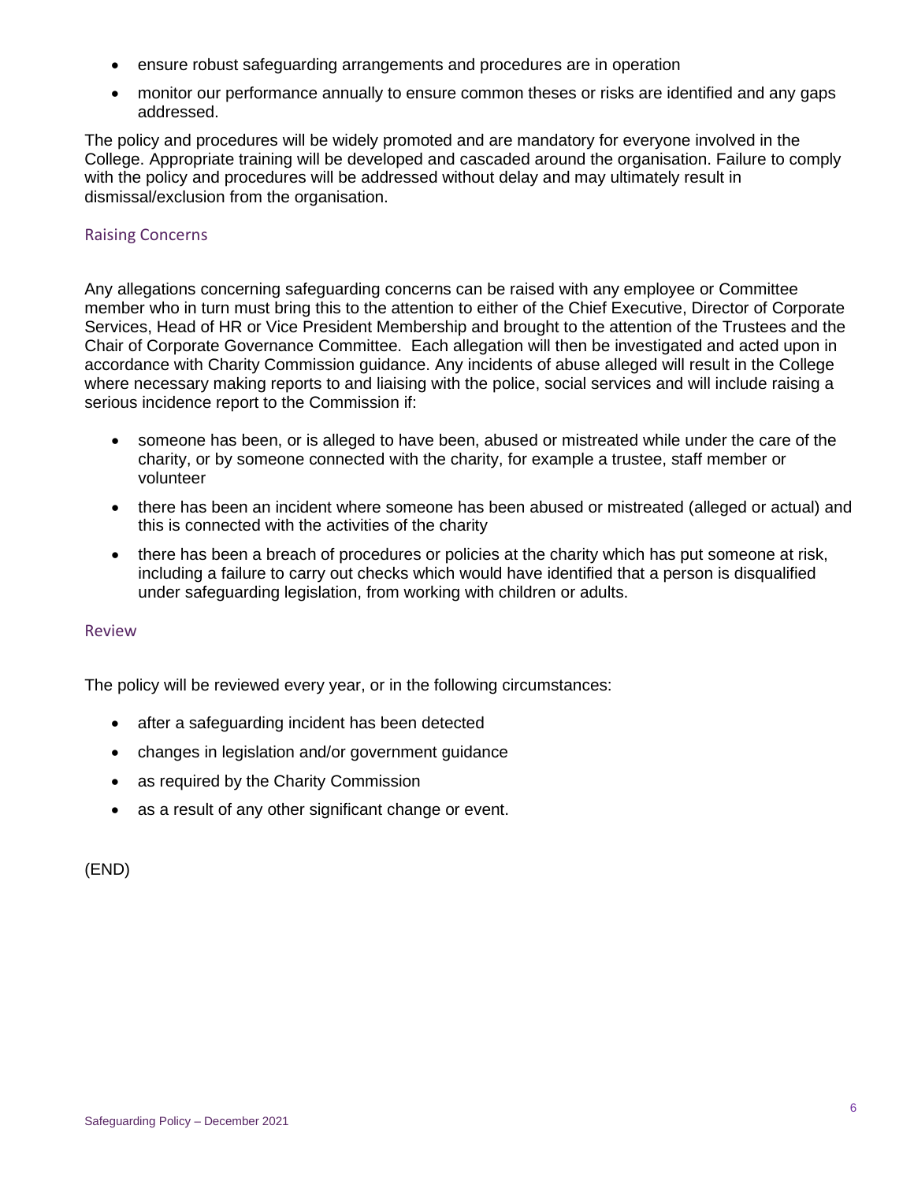- ensure robust safeguarding arrangements and procedures are in operation
- monitor our performance annually to ensure common theses or risks are identified and any gaps addressed.

The policy and procedures will be widely promoted and are mandatory for everyone involved in the College. Appropriate training will be developed and cascaded around the organisation. Failure to comply with the policy and procedures will be addressed without delay and may ultimately result in dismissal/exclusion from the organisation.

## Raising Concerns

Any allegations concerning safeguarding concerns can be raised with any employee or Committee member who in turn must bring this to the attention to either of the Chief Executive, Director of Corporate Services, Head of HR or Vice President Membership and brought to the attention of the Trustees and the Chair of Corporate Governance Committee. Each allegation will then be investigated and acted upon in accordance with Charity Commission guidance. Any incidents of abuse alleged will result in the College where necessary making reports to and liaising with the police, social services and will include raising a serious incidence report to the Commission if:

- someone has been, or is alleged to have been, abused or mistreated while under the care of the charity, or by someone connected with the charity, for example a trustee, staff member or volunteer
- there has been an incident where someone has been abused or mistreated (alleged or actual) and this is connected with the activities of the charity
- there has been a breach of procedures or policies at the charity which has put someone at risk, including a failure to carry out checks which would have identified that a person is disqualified under safeguarding legislation, from working with children or adults.

## Review

The policy will be reviewed every year, or in the following circumstances:

- after a safeguarding incident has been detected
- changes in legislation and/or government guidance
- as required by the Charity Commission
- as a result of any other significant change or event.

(END)